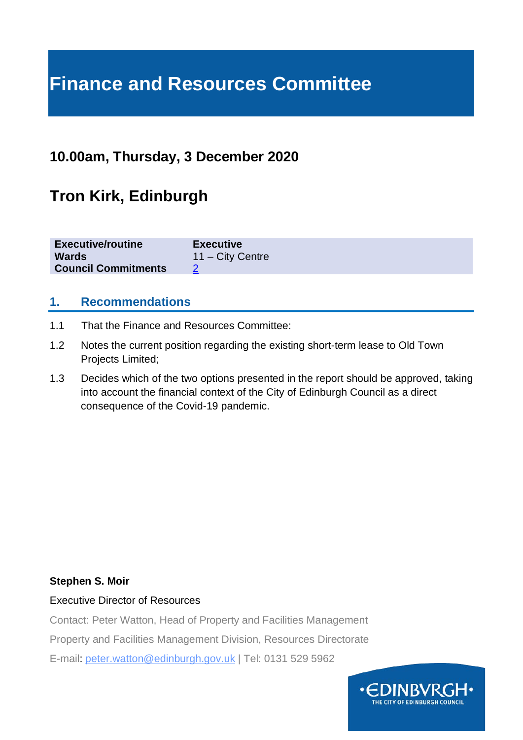# Finance and Resources Committee

## 10.00am, Thursday, 3 December 2020

## Tron Kirk, Edinburgh

| | |
|---|---|
| **Executive/routine** | **Executive** |
| **Wards** | 11 – City Centre |
| **Council Commitments** | 2 |

## 1. Recommendations

1.1 That the Finance and Resources Committee:

1.2 Notes the current position regarding the existing short-term lease to Old Town Projects Limited;

1.3 Decides which of the two options presented in the report should be approved, taking into account the financial context of the City of Edinburgh Council as a direct consequence of the Covid-19 pandemic.

**Stephen S. Moir**

Executive Director of Resources

Contact: Peter Watton, Head of Property and Facilities Management

Property and Facilities Management Division, Resources Directorate

E-mail: peter.watton@edinburgh.gov.uk | Tel: 0131 529 5962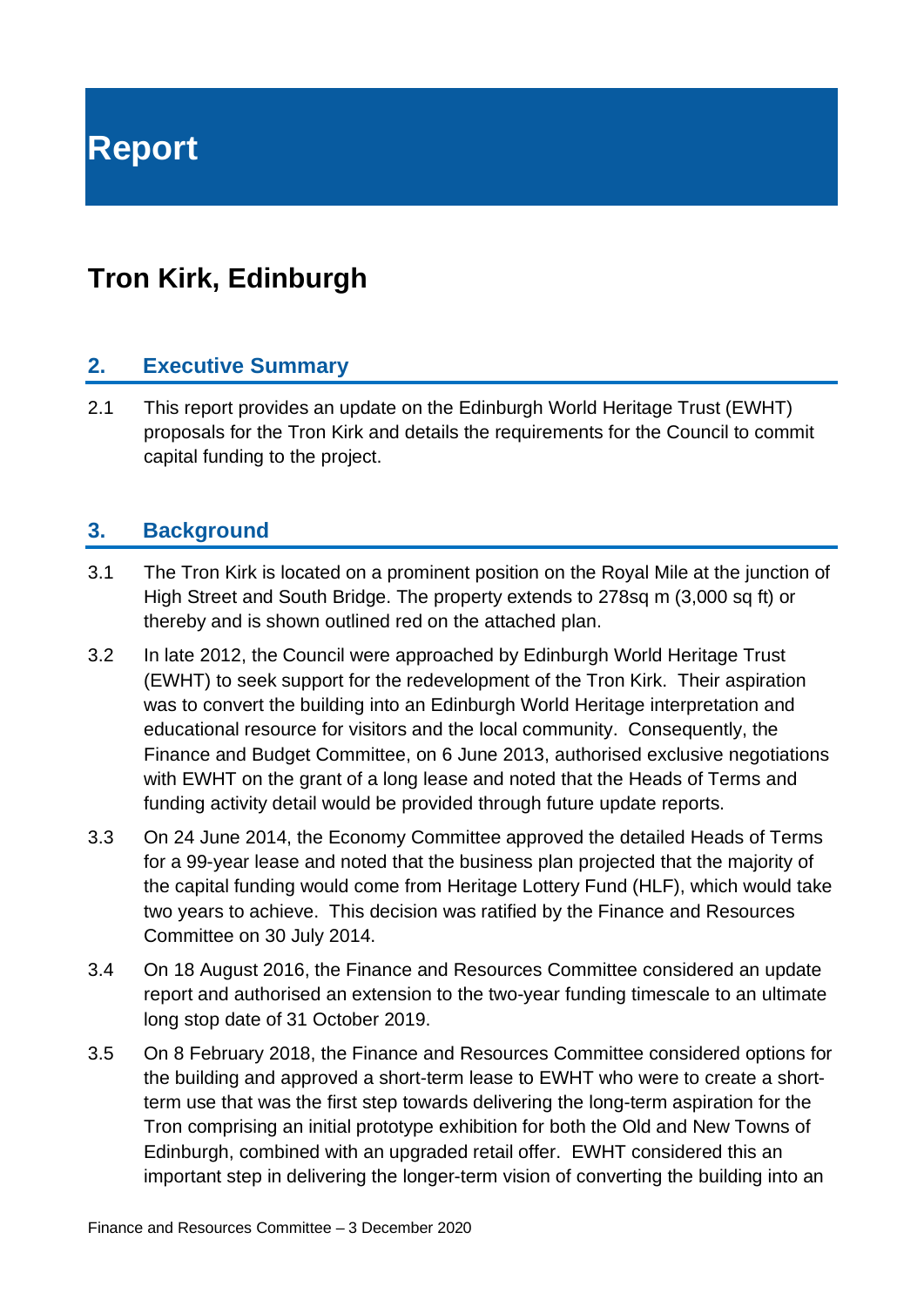# Report

## Tron Kirk, Edinburgh

### 2. Executive Summary

2.1 This report provides an update on the Edinburgh World Heritage Trust (EWHT) proposals for the Tron Kirk and details the requirements for the Council to commit capital funding to the project.

### 3. Background

3.1 The Tron Kirk is located on a prominent position on the Royal Mile at the junction of High Street and South Bridge. The property extends to 278sq m (3,000 sq ft) or thereby and is shown outlined red on the attached plan.

3.2 In late 2012, the Council were approached by Edinburgh World Heritage Trust (EWHT) to seek support for the redevelopment of the Tron Kirk. Their aspiration was to convert the building into an Edinburgh World Heritage interpretation and educational resource for visitors and the local community. Consequently, the Finance and Budget Committee, on 6 June 2013, authorised exclusive negotiations with EWHT on the grant of a long lease and noted that the Heads of Terms and funding activity detail would be provided through future update reports.

3.3 On 24 June 2014, the Economy Committee approved the detailed Heads of Terms for a 99-year lease and noted that the business plan projected that the majority of the capital funding would come from Heritage Lottery Fund (HLF), which would take two years to achieve. This decision was ratified by the Finance and Resources Committee on 30 July 2014.

3.4 On 18 August 2016, the Finance and Resources Committee considered an update report and authorised an extension to the two-year funding timescale to an ultimate long stop date of 31 October 2019.

3.5 On 8 February 2018, the Finance and Resources Committee considered options for the building and approved a short-term lease to EWHT who were to create a short-term use that was the first step towards delivering the long-term aspiration for the Tron comprising an initial prototype exhibition for both the Old and New Towns of Edinburgh, combined with an upgraded retail offer. EWHT considered this an important step in delivering the longer-term vision of converting the building into an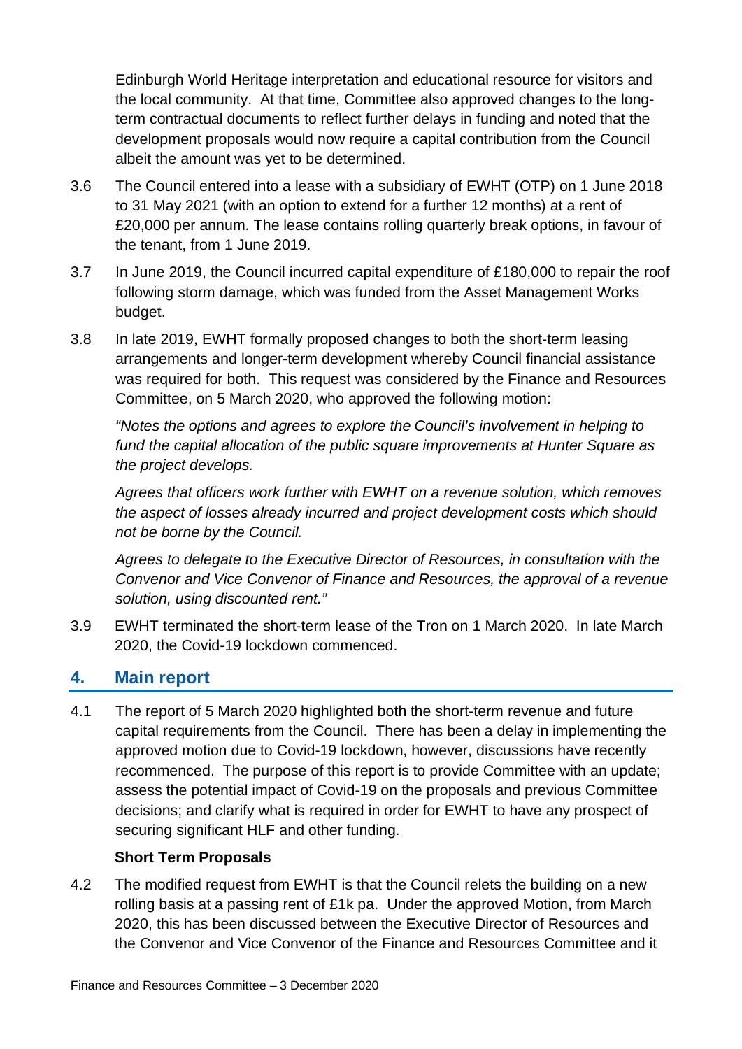Edinburgh World Heritage interpretation and educational resource for visitors and the local community. At that time, Committee also approved changes to the long-term contractual documents to reflect further delays in funding and noted that the development proposals would now require a capital contribution from the Council albeit the amount was yet to be determined.

3.6 The Council entered into a lease with a subsidiary of EWHT (OTP) on 1 June 2018 to 31 May 2021 (with an option to extend for a further 12 months) at a rent of £20,000 per annum. The lease contains rolling quarterly break options, in favour of the tenant, from 1 June 2019.

3.7 In June 2019, the Council incurred capital expenditure of £180,000 to repair the roof following storm damage, which was funded from the Asset Management Works budget.

3.8 In late 2019, EWHT formally proposed changes to both the short-term leasing arrangements and longer-term development whereby Council financial assistance was required for both. This request was considered by the Finance and Resources Committee, on 5 March 2020, who approved the following motion:

*"Notes the options and agrees to explore the Council's involvement in helping to fund the capital allocation of the public square improvements at Hunter Square as the project develops.*

*Agrees that officers work further with EWHT on a revenue solution, which removes the aspect of losses already incurred and project development costs which should not be borne by the Council.*

*Agrees to delegate to the Executive Director of Resources, in consultation with the Convenor and Vice Convenor of Finance and Resources, the approval of a revenue solution, using discounted rent."*

3.9 EWHT terminated the short-term lease of the Tron on 1 March 2020. In late March 2020, the Covid-19 lockdown commenced.

## 4. Main report

4.1 The report of 5 March 2020 highlighted both the short-term revenue and future capital requirements from the Council. There has been a delay in implementing the approved motion due to Covid-19 lockdown, however, discussions have recently recommenced. The purpose of this report is to provide Committee with an update; assess the potential impact of Covid-19 on the proposals and previous Committee decisions; and clarify what is required in order for EWHT to have any prospect of securing significant HLF and other funding.

**Short Term Proposals**

4.2 The modified request from EWHT is that the Council relets the building on a new rolling basis at a passing rent of £1k pa. Under the approved Motion, from March 2020, this has been discussed between the Executive Director of Resources and the Convenor and Vice Convenor of the Finance and Resources Committee and it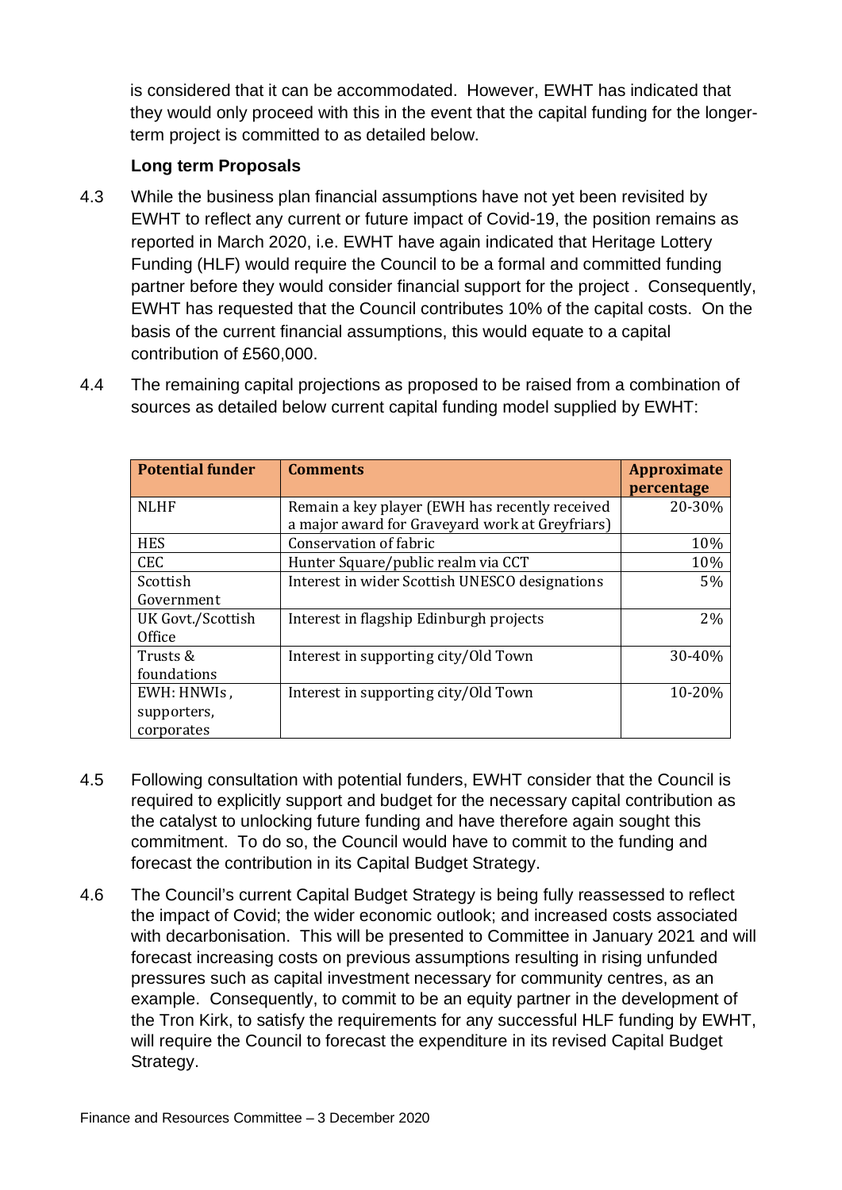is considered that it can be accommodated. However, EWHT has indicated that they would only proceed with this in the event that the capital funding for the longer-term project is committed to as detailed below.

**Long term Proposals**

4.3 While the business plan financial assumptions have not yet been revisited by EWHT to reflect any current or future impact of Covid-19, the position remains as reported in March 2020, i.e. EWHT have again indicated that Heritage Lottery Funding (HLF) would require the Council to be a formal and committed funding partner before they would consider financial support for the project . Consequently, EWHT has requested that the Council contributes 10% of the capital costs. On the basis of the current financial assumptions, this would equate to a capital contribution of £560,000.

4.4 The remaining capital projections as proposed to be raised from a combination of sources as detailed below current capital funding model supplied by EWHT:

| Potential funder | Comments | Approximate percentage |
|---|---|---|
| NLHF | Remain a key player (EWH has recently received a major award for Graveyard work at Greyfriars) | 20-30% |
| HES | Conservation of fabric | 10% |
| CEC | Hunter Square/public realm via CCT | 10% |
| Scottish Government | Interest in wider Scottish UNESCO designations | 5% |
| UK Govt./Scottish Office | Interest in flagship Edinburgh projects | 2% |
| Trusts & foundations | Interest in supporting city/Old Town | 30-40% |
| EWH: HNWIs, supporters, corporates | Interest in supporting city/Old Town | 10-20% |

4.5 Following consultation with potential funders, EWHT consider that the Council is required to explicitly support and budget for the necessary capital contribution as the catalyst to unlocking future funding and have therefore again sought this commitment. To do so, the Council would have to commit to the funding and forecast the contribution in its Capital Budget Strategy.

4.6 The Council's current Capital Budget Strategy is being fully reassessed to reflect the impact of Covid; the wider economic outlook; and increased costs associated with decarbonisation. This will be presented to Committee in January 2021 and will forecast increasing costs on previous assumptions resulting in rising unfunded pressures such as capital investment necessary for community centres, as an example. Consequently, to commit to be an equity partner in the development of the Tron Kirk, to satisfy the requirements for any successful HLF funding by EWHT, will require the Council to forecast the expenditure in its revised Capital Budget Strategy.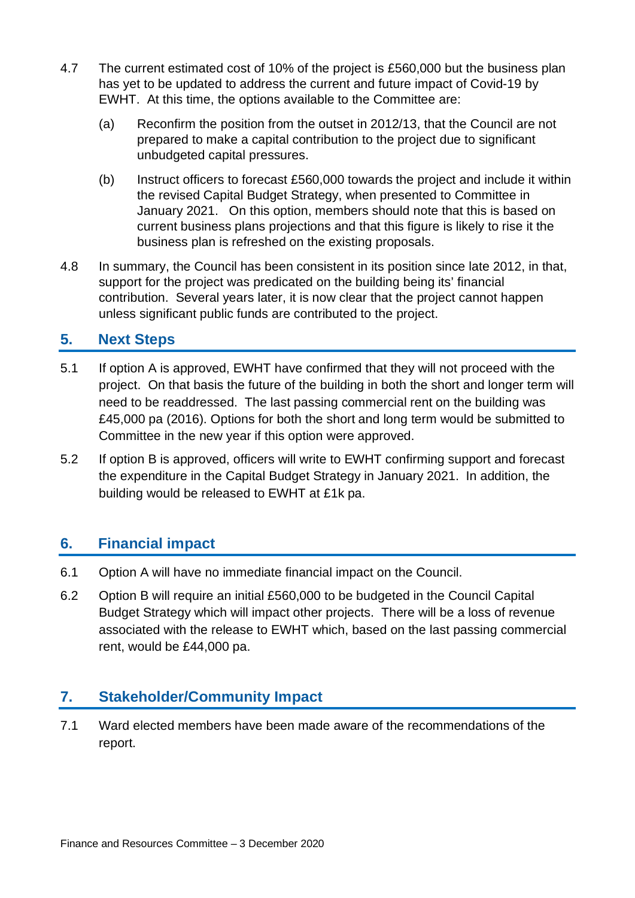4.7 The current estimated cost of 10% of the project is £560,000 but the business plan has yet to be updated to address the current and future impact of Covid-19 by EWHT. At this time, the options available to the Committee are:

(a) Reconfirm the position from the outset in 2012/13, that the Council are not prepared to make a capital contribution to the project due to significant unbudgeted capital pressures.

(b) Instruct officers to forecast £560,000 towards the project and include it within the revised Capital Budget Strategy, when presented to Committee in January 2021. On this option, members should note that this is based on current business plans projections and that this figure is likely to rise it the business plan is refreshed on the existing proposals.

4.8 In summary, the Council has been consistent in its position since late 2012, in that, support for the project was predicated on the building being its' financial contribution. Several years later, it is now clear that the project cannot happen unless significant public funds are contributed to the project.

## 5. Next Steps

5.1 If option A is approved, EWHT have confirmed that they will not proceed with the project. On that basis the future of the building in both the short and longer term will need to be readdressed. The last passing commercial rent on the building was £45,000 pa (2016). Options for both the short and long term would be submitted to Committee in the new year if this option were approved.

5.2 If option B is approved, officers will write to EWHT confirming support and forecast the expenditure in the Capital Budget Strategy in January 2021. In addition, the building would be released to EWHT at £1k pa.

## 6. Financial impact

6.1 Option A will have no immediate financial impact on the Council.

6.2 Option B will require an initial £560,000 to be budgeted in the Council Capital Budget Strategy which will impact other projects. There will be a loss of revenue associated with the release to EWHT which, based on the last passing commercial rent, would be £44,000 pa.

## 7. Stakeholder/Community Impact

7.1 Ward elected members have been made aware of the recommendations of the report.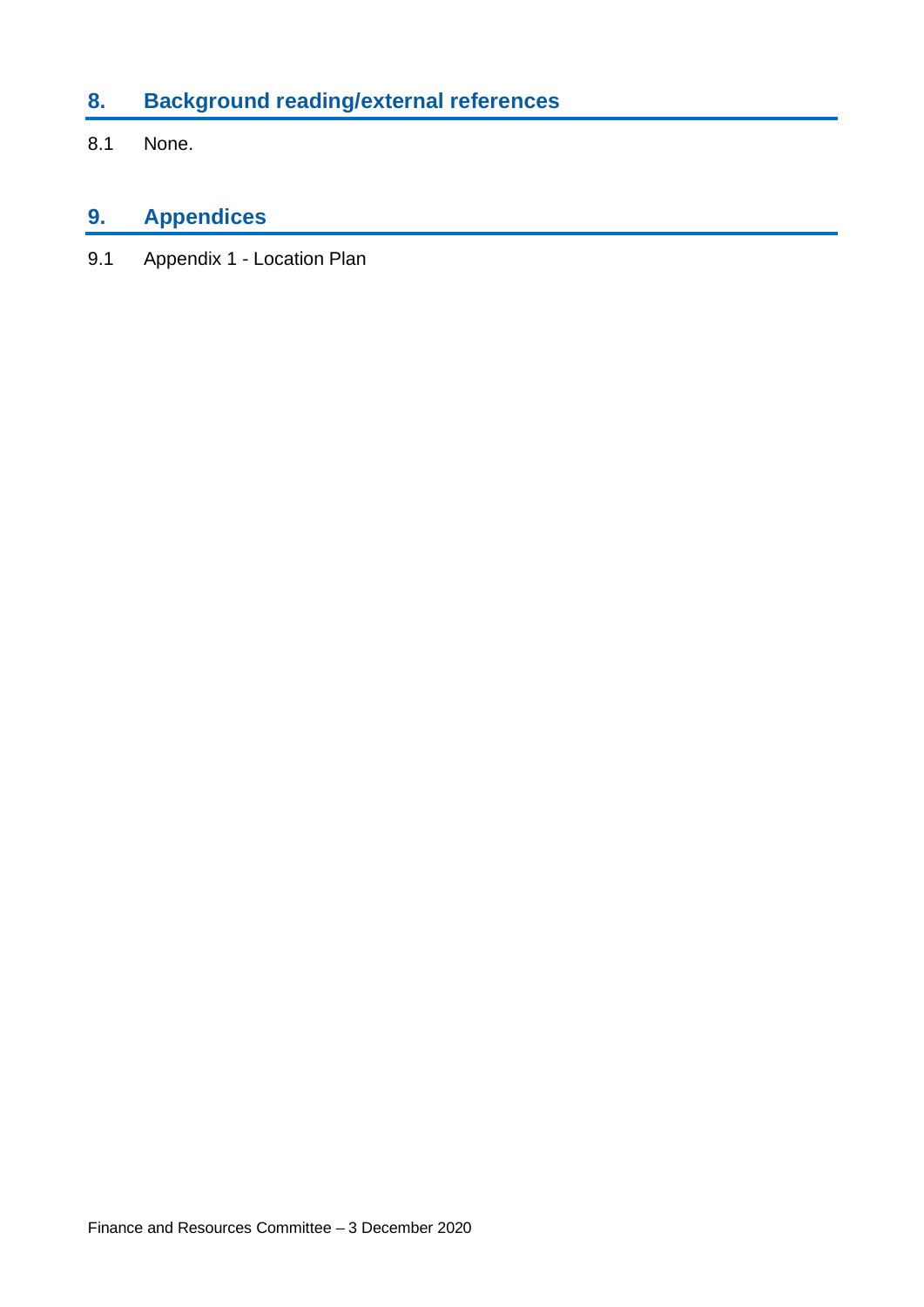## 8. Background reading/external references

8.1 None.

## 9. Appendices

9.1 Appendix 1 - Location Plan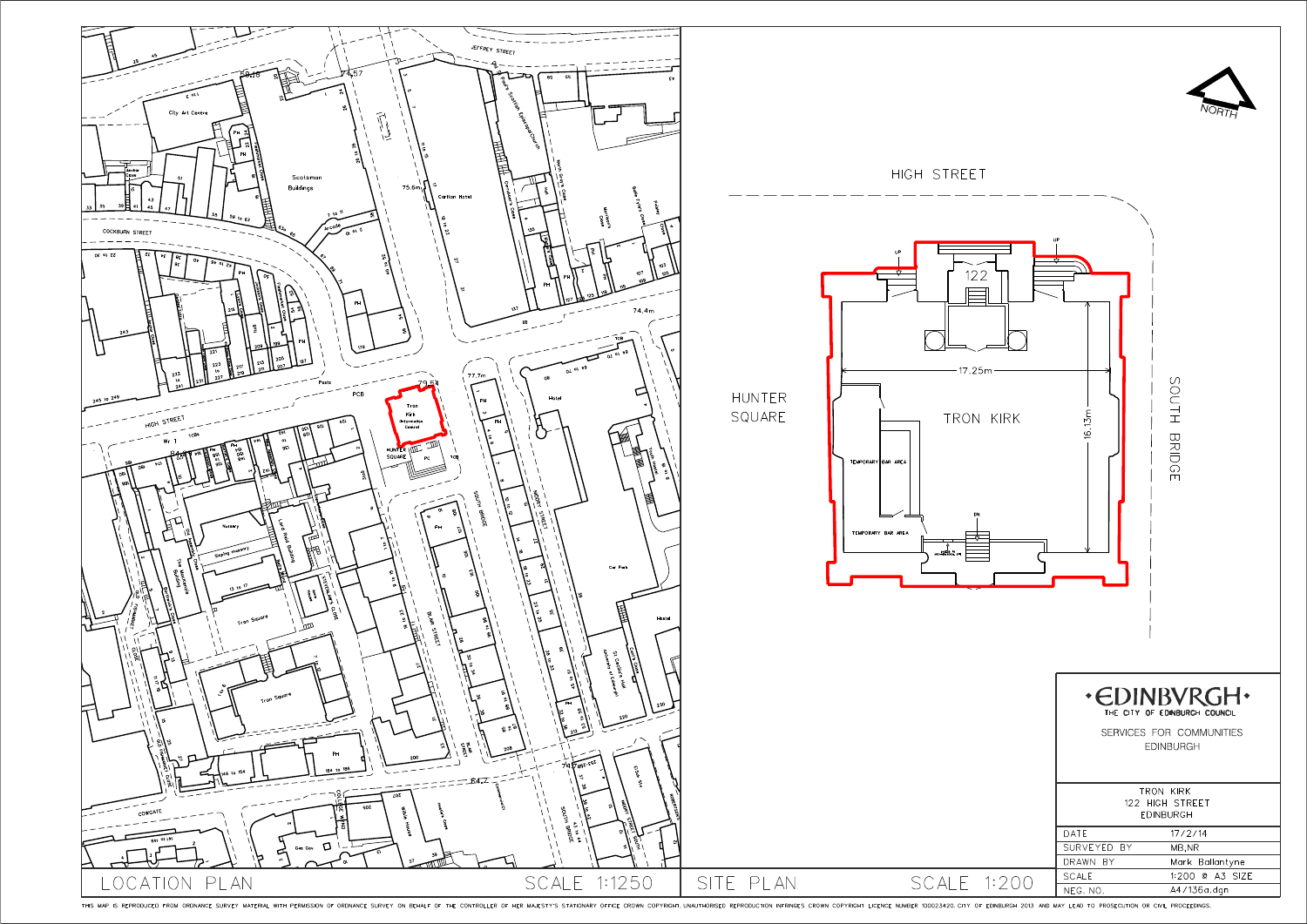LOCATION PLAN SCALE 1:1250

SITE PLAN SCALE 1:200

HIGH STREET

HUNTER SQUARE

SOUTH BRIDGE

TRON KIRK

122

17.25m

16.13m

TEMPORARY BAR AREA

TEMPORARY BAR AREA

UP

UP

DN

NORTH

EDINBVRGH

THE CITY OF EDINBURGH COUNCIL

SERVICES FOR COMMUNITIES

EDINBURGH

TRON KIRK

122 HIGH STREET

EDINBURGH

| | |
|---|---|
| DATE | 17/2/14 |
| SURVEYED BY | MB,NR |
| DRAWN BY | Mark Ballantyne |
| SCALE | 1:200 @ A3 SIZE |
| NEG. NO. | A4/136a.dgn |

THIS MAP IS REPRODUCED FROM ORDNANCE SURVEY MATERIAL WITH PERMISSION OF ORDNANCE SURVEY ON BEHALF OF THE CONTROLLER OF HER MAJESTY'S STATIONARY OFFICE CROWN COPYRIGHT. UNAUTHORISED REPRODUCTION INFRINGES CROWN COPYRIGHT LICENCE NUMBER 100023420. CITY OF EDINBURGH 2013 AND MAY LEAD TO PROSECUTION OR CIVIL PROCEEDINGS.